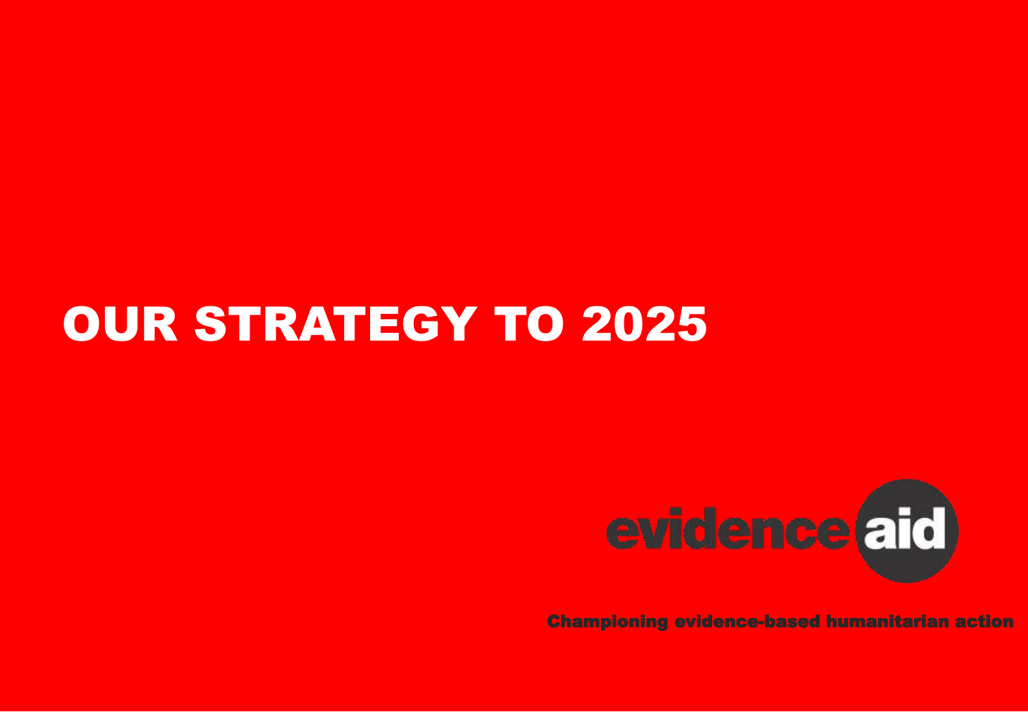# OUR STRATEGY TO 2025

evidence aid

Championing evidence-based humanitarian action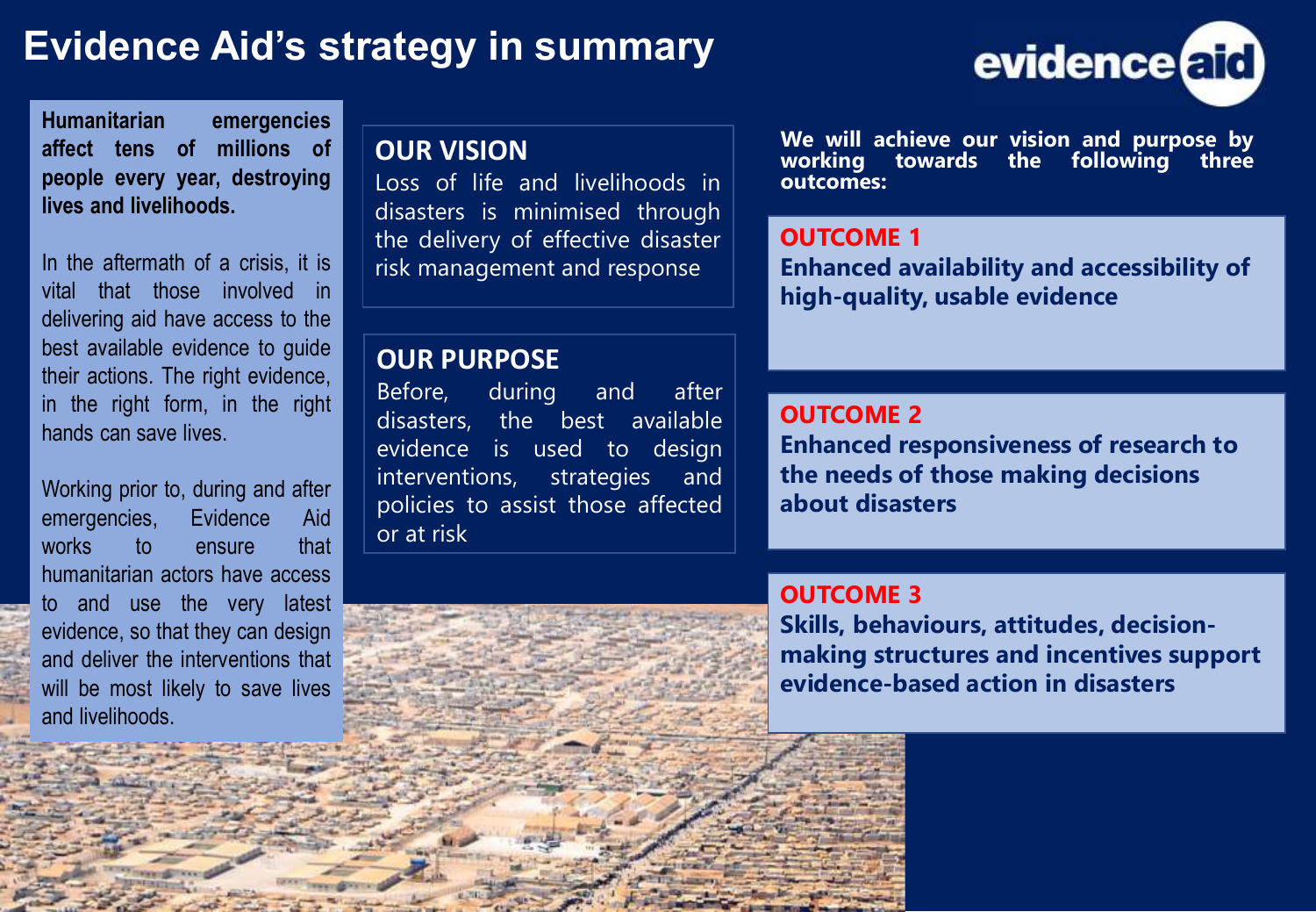# Evidence Aid's strategy in summary

**Humanitarian emergencies affect tens of millions of people every year, destroying lives and livelihoods.**

In the aftermath of a crisis, it is vital that those involved in delivering aid have access to the best available evidence to guide their actions. The right evidence, in the right form, in the right hands can save lives.

Working prior to, during and after emergencies, Evidence Aid works to ensure that humanitarian actors have access to and use the very latest evidence, so that they can design and deliver the interventions that will be most likely to save lives and livelihoods.

## OUR VISION

Loss of life and livelihoods in disasters is minimised through the delivery of effective disaster risk management and response

## OUR PURPOSE

Before, during and after disasters, the best available evidence is used to design interventions, strategies and policies to assist those affected or at risk

**We will achieve our vision and purpose by working towards the following three outcomes:**

### OUTCOME 1

**Enhanced availability and accessibility of high-quality, usable evidence**

### OUTCOME 2

**Enhanced responsiveness of research to the needs of those making decisions about disasters**

### OUTCOME 3

**Skills, behaviours, attitudes, decision-making structures and incentives support evidence-based action in disasters**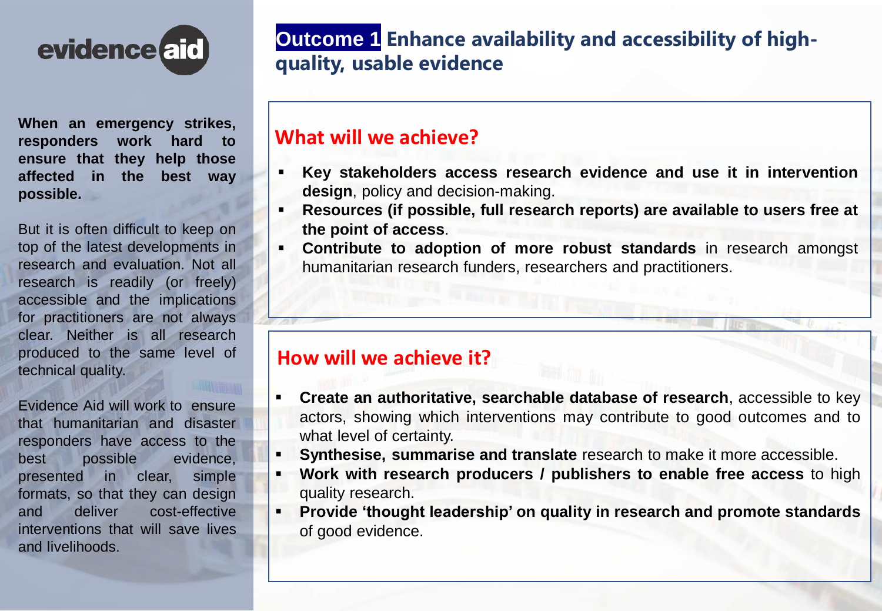evidence aid

**When an emergency strikes, responders work hard to ensure that they help those affected in the best way possible.**

But it is often difficult to keep on top of the latest developments in research and evaluation. Not all research is readily (or freely) accessible and the implications for practitioners are not always clear. Neither is all research produced to the same level of technical quality.

Evidence Aid will work to ensure that humanitarian and disaster responders have access to the best possible evidence, presented in clear, simple formats, so that they can design and deliver cost-effective interventions that will save lives and livelihoods.

# Outcome 1 Enhance availability and accessibility of high-quality, usable evidence

## What will we achieve?

- **Key stakeholders access research evidence and use it in intervention design**, policy and decision-making.
- **Resources (if possible, full research reports) are available to users free at the point of access**.
- **Contribute to adoption of more robust standards** in research amongst humanitarian research funders, researchers and practitioners.

## How will we achieve it?

- **Create an authoritative, searchable database of research**, accessible to key actors, showing which interventions may contribute to good outcomes and to what level of certainty.
- **Synthesise, summarise and translate** research to make it more accessible.
- **Work with research producers / publishers to enable free access** to high quality research.
- **Provide 'thought leadership' on quality in research and promote standards** of good evidence.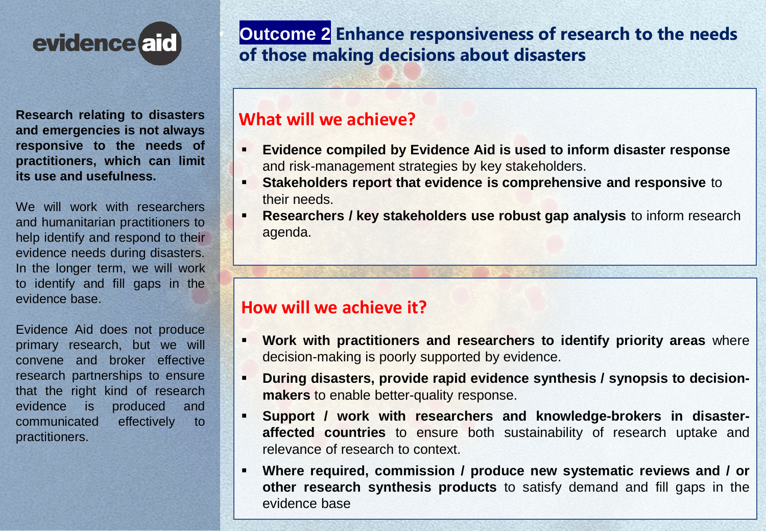evidence aid

**Research relating to disasters and emergencies is not always responsive to the needs of practitioners, which can limit its use and usefulness.**

We will work with researchers and humanitarian practitioners to help identify and respond to their evidence needs during disasters. In the longer term, we will work to identify and fill gaps in the evidence base.

Evidence Aid does not produce primary research, but we will convene and broker effective research partnerships to ensure that the right kind of research evidence is produced and communicated effectively to practitioners.

# Outcome 2 Enhance responsiveness of research to the needs of those making decisions about disasters

## What will we achieve?

- **Evidence compiled by Evidence Aid is used to inform disaster response** and risk-management strategies by key stakeholders.
- **Stakeholders report that evidence is comprehensive and responsive** to their needs.
- **Researchers / key stakeholders use robust gap analysis** to inform research agenda.

## How will we achieve it?

- **Work with practitioners and researchers to identify priority areas** where decision-making is poorly supported by evidence.
- **During disasters, provide rapid evidence synthesis / synopsis to decision-makers** to enable better-quality response.
- **Support / work with researchers and knowledge-brokers in disaster-affected countries** to ensure both sustainability of research uptake and relevance of research to context.
- **Where required, commission / produce new systematic reviews and / or other research synthesis products** to satisfy demand and fill gaps in the evidence base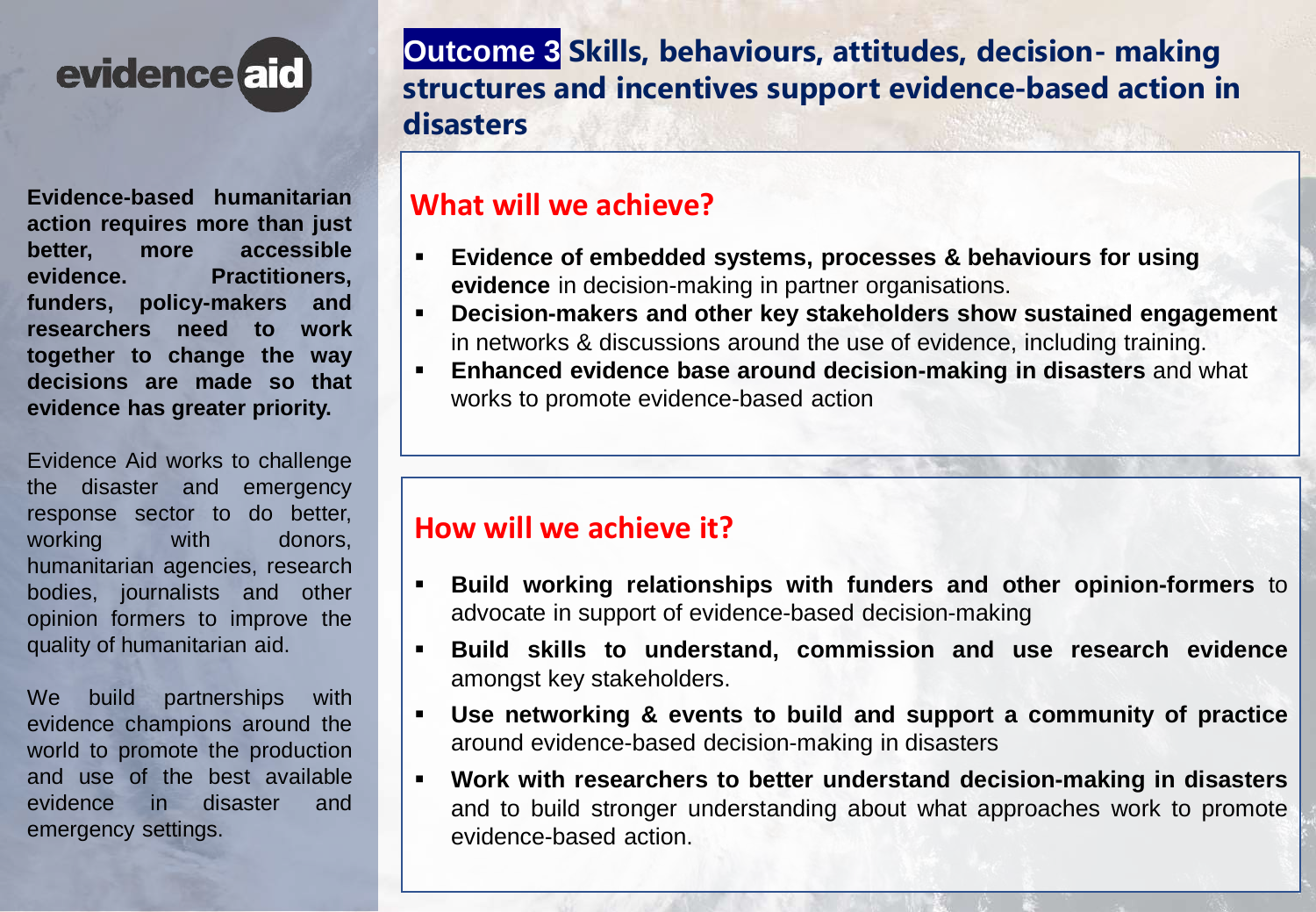evidence aid

**Evidence-based humanitarian action requires more than just better, more accessible evidence. Practitioners, funders, policy-makers and researchers need to work together to change the way decisions are made so that evidence has greater priority.**

Evidence Aid works to challenge the disaster and emergency response sector to do better, working with donors, humanitarian agencies, research bodies, journalists and other opinion formers to improve the quality of humanitarian aid.

We build partnerships with evidence champions around the world to promote the production and use of the best available evidence in disaster and emergency settings.

# Outcome 3 Skills, behaviours, attitudes, decision- making structures and incentives support evidence-based action in disasters

## What will we achieve?

- **Evidence of embedded systems, processes & behaviours for using evidence** in decision-making in partner organisations.
- **Decision-makers and other key stakeholders show sustained engagement** in networks & discussions around the use of evidence, including training.
- **Enhanced evidence base around decision-making in disasters** and what works to promote evidence-based action

## How will we achieve it?

- **Build working relationships with funders and other opinion-formers** to advocate in support of evidence-based decision-making
- **Build skills to understand, commission and use research evidence** amongst key stakeholders.
- **Use networking & events to build and support a community of practice** around evidence-based decision-making in disasters
- **Work with researchers to better understand decision-making in disasters** and to build stronger understanding about what approaches work to promote evidence-based action.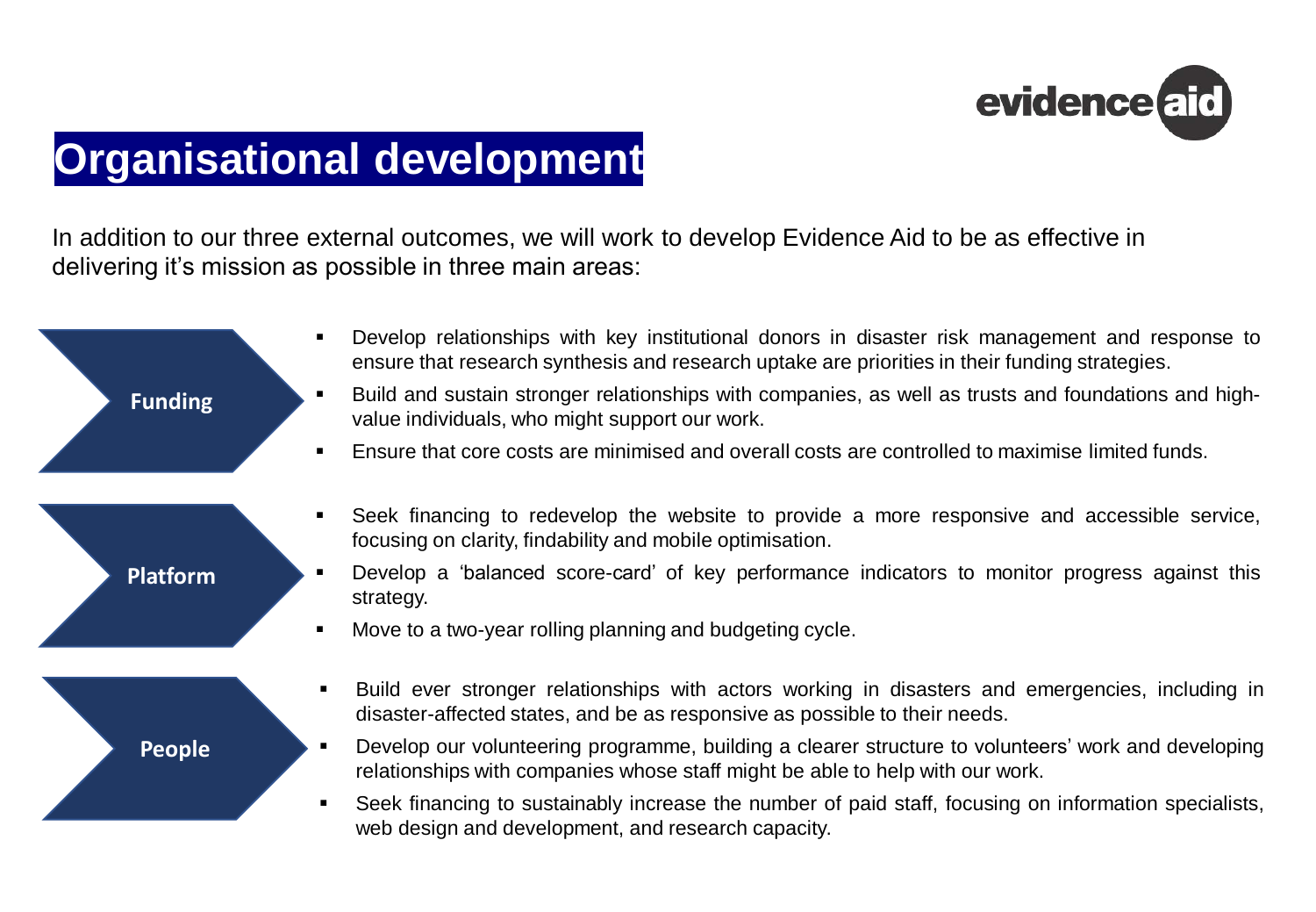# Organisational development

In addition to our three external outcomes, we will work to develop Evidence Aid to be as effective in delivering it's mission as possible in three main areas:

### Funding

- Develop relationships with key institutional donors in disaster risk management and response to ensure that research synthesis and research uptake are priorities in their funding strategies.
- Build and sustain stronger relationships with companies, as well as trusts and foundations and high-value individuals, who might support our work.
- Ensure that core costs are minimised and overall costs are controlled to maximise limited funds.

### Platform

- Seek financing to redevelop the website to provide a more responsive and accessible service, focusing on clarity, findability and mobile optimisation.
- Develop a 'balanced score-card' of key performance indicators to monitor progress against this strategy.
- Move to a two-year rolling planning and budgeting cycle.

### People

- Build ever stronger relationships with actors working in disasters and emergencies, including in disaster-affected states, and be as responsive as possible to their needs.
- Develop our volunteering programme, building a clearer structure to volunteers' work and developing relationships with companies whose staff might be able to help with our work.
- Seek financing to sustainably increase the number of paid staff, focusing on information specialists, web design and development, and research capacity.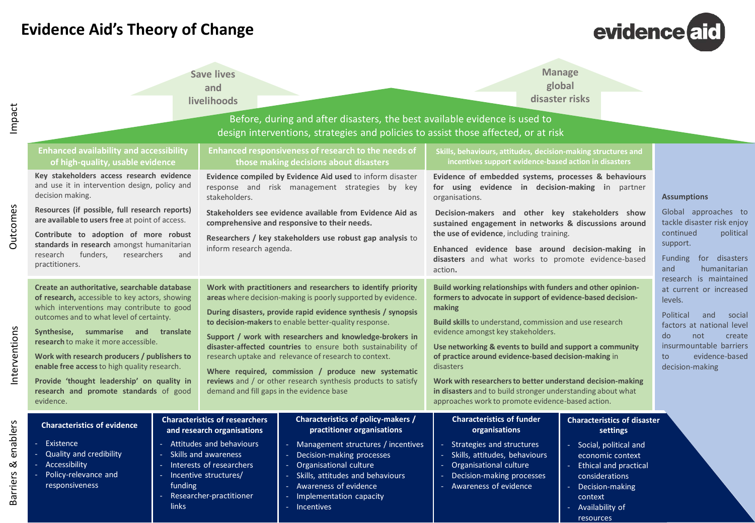# Evidence Aid's Theory of Change

evidence aid

## Impact

**Save lives and livelihoods**

**Manage global disaster risks**

Before, during and after disasters, the best available evidence is used to design interventions, strategies and policies to assist those affected, or at risk

## Outcomes

### Enhanced availability and accessibility of high-quality, usable evidence

**Key stakeholders access research evidence** and use it in intervention design, policy and decision making.

**Resources (if possible, full research reports) are available to users free** at point of access.

**Contribute to adoption of more robust standards in research** amongst humanitarian research funders, researchers and practitioners.

### Enhanced responsiveness of research to the needs of those making decisions about disasters

**Evidence compiled by Evidence Aid used** to inform disaster response and risk management strategies by key stakeholders.

**Stakeholders see evidence available from Evidence Aid as comprehensive and responsive to their needs.**

**Researchers / key stakeholders use robust gap analysis** to inform research agenda.

### Skills, behaviours, attitudes, decision-making structures and incentives support evidence-based action in disasters

**Evidence of embedded systems, processes & behaviours for using evidence in decision-making** in partner organisations.

**Decision-makers and other key stakeholders show sustained engagement in networks & discussions around the use of evidence**, including training.

**Enhanced evidence base around decision-making in disasters** and what works to promote evidence-based action.

## Interventions

**Create an authoritative, searchable database of research,** accessible to key actors, showing which interventions may contribute to good outcomes and to what level of certainty.

**Synthesise, summarise and translate research** to make it more accessible.

**Work with research producers / publishers to enable free access** to high quality research.

**Provide 'thought leadership' on quality in research and promote standards** of good evidence.

**Work with practitioners and researchers to identify priority areas** where decision-making is poorly supported by evidence.

**During disasters, provide rapid evidence synthesis / synopsis to decision-makers** to enable better-quality response.

**Support / work with researchers and knowledge-brokers in disaster-affected countries** to ensure both sustainability of research uptake and relevance of research to context.

**Where required, commission / produce new systematic reviews** and / or other research synthesis products to satisfy demand and fill gaps in the evidence base

**Build working relationships with funders and other opinion-formers to advocate in support of evidence-based decision-making**

**Build skills** to understand, commission and use research evidence amongst key stakeholders.

**Use networking & events to build and support a community of practice around evidence-based decision-making** in disasters

**Work with researchers to better understand decision-making in disasters** and to build stronger understanding about what approaches work to promote evidence-based action.

## Assumptions

Global approaches to tackle disaster risk enjoy continued political support.

Funding for disasters and humanitarian research is maintained at current or increased levels.

Political and social factors at national level do not create insurmountable barriers to evidence-based decision-making

## Barriers & enablers

**Characteristics of evidence**

- Existence
- Quality and credibility
- Accessibility
- Policy-relevance and responsiveness

**Characteristics of researchers and research organisations**

- Attitudes and behaviours
- Skills and awareness
- Interests of researchers
- Incentive structures/ funding
- Researcher-practitioner links

**Characteristics of policy-makers / practitioner organisations**

- Management structures / incentives
- Decision-making processes
- Organisational culture
- Skills, attitudes and behaviours
- Awareness of evidence
- Implementation capacity
- Incentives

**Characteristics of funder organisations**

- Strategies and structures
- Skills, attitudes, behaviours
- Organisational culture
- Decision-making processes
- Awareness of evidence

**Characteristics of disaster settings**

- Social, political and economic context
- Ethical and practical considerations
- Decision-making context
- Availability of resources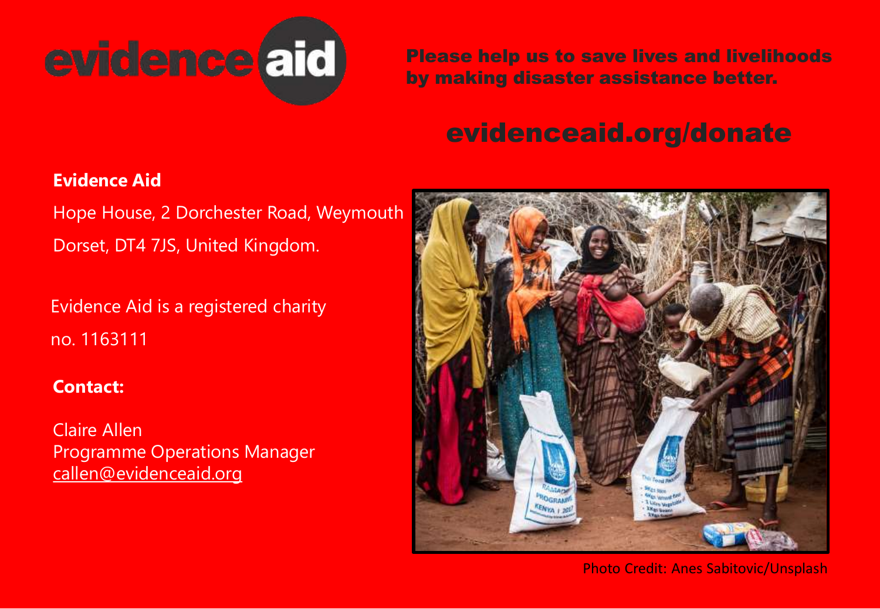evidence aid

**Please help us to save lives and livelihoods by making disaster assistance better.**

**evidenceaid.org/donate**

**Evidence Aid**

Hope House, 2 Dorchester Road, Weymouth

Dorset, DT4 7JS, United Kingdom.

Evidence Aid is a registered charity

no. 1163111

**Contact:**

Claire Allen
Programme Operations Manager
callen@evidenceaid.org

Photo Credit: Anes Sabitovic/Unsplash